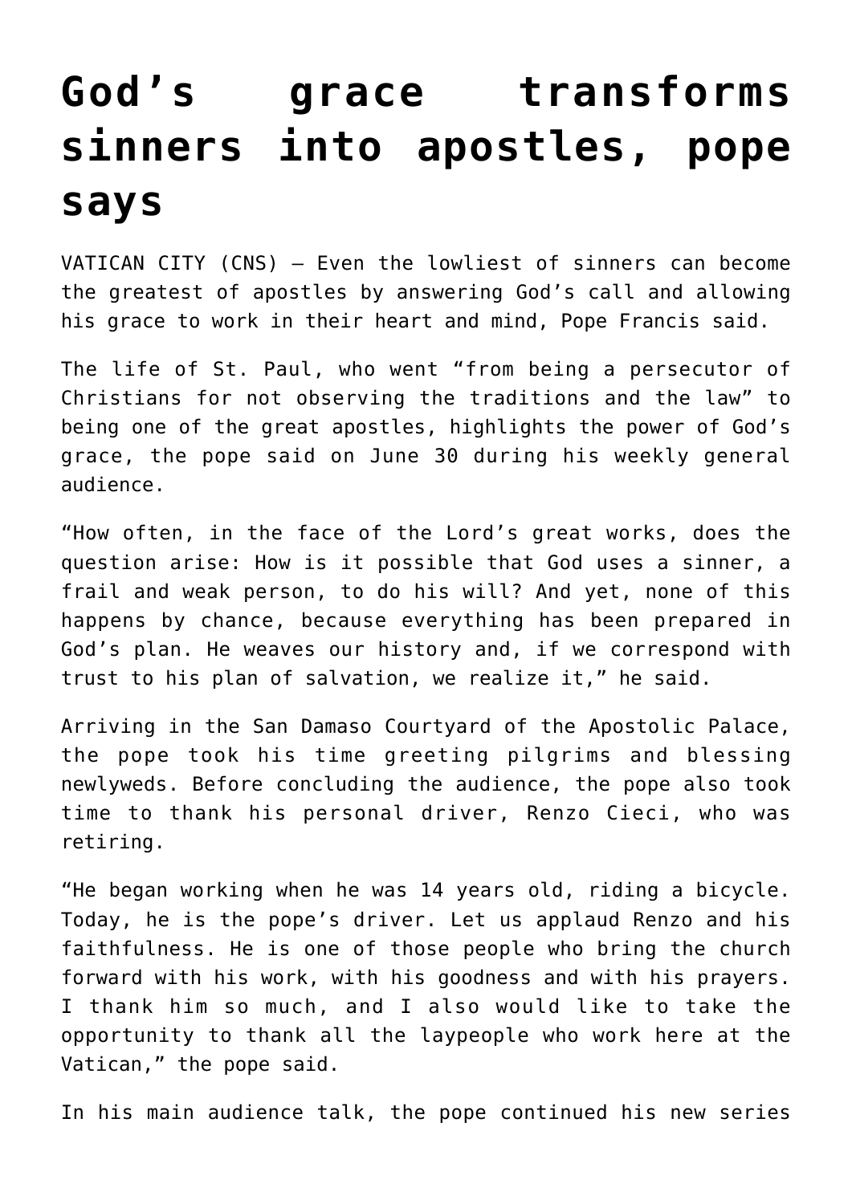# God's grace transforms sinners into apostles, pope says

VATICAN CITY (CNS) — Even the lowliest of sinners can become the greatest of apostles by answering God's call and allowing his grace to work in their heart and mind, Pope Francis said.

The life of St. Paul, who went "from being a persecutor of Christians for not observing the traditions and the law" to being one of the great apostles, highlights the power of God's grace, the pope said on June 30 during his weekly general audience.

"How often, in the face of the Lord's great works, does the question arise: How is it possible that God uses a sinner, a frail and weak person, to do his will? And yet, none of this happens by chance, because everything has been prepared in God's plan. He weaves our history and, if we correspond with trust to his plan of salvation, we realize it," he said.

Arriving in the San Damaso Courtyard of the Apostolic Palace, the pope took his time greeting pilgrims and blessing newlyweds. Before concluding the audience, the pope also took time to thank his personal driver, Renzo Cieci, who was retiring.

"He began working when he was 14 years old, riding a bicycle. Today, he is the pope's driver. Let us applaud Renzo and his faithfulness. He is one of those people who bring the church forward with his work, with his goodness and with his prayers. I thank him so much, and I also would like to take the opportunity to thank all the laypeople who work here at the Vatican," the pope said.

In his main audience talk, the pope continued his new series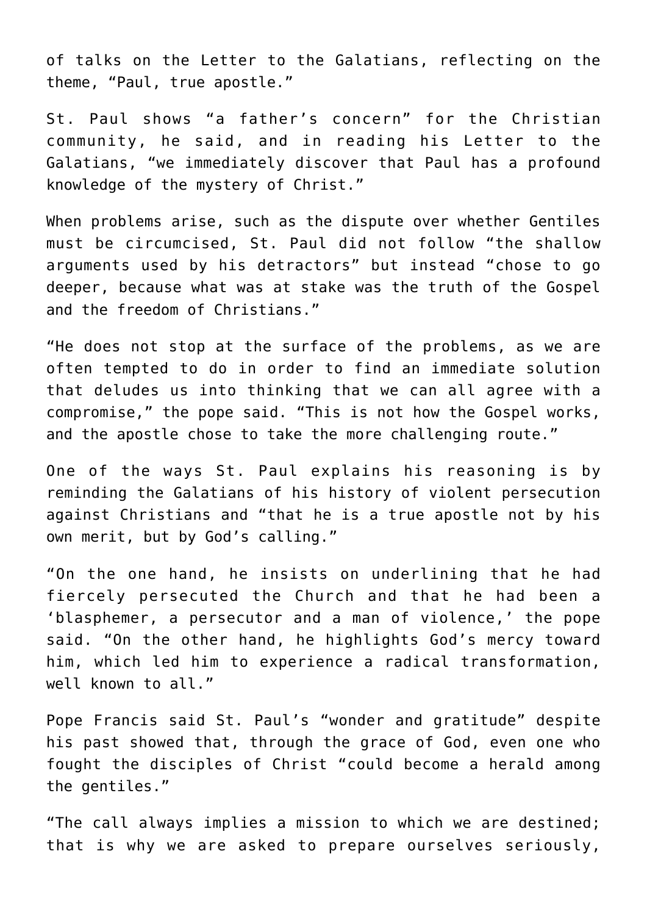of talks on the Letter to the Galatians, reflecting on the theme, “Paul, true apostle.”

St. Paul shows “a father’s concern” for the Christian community, he said, and in reading his Letter to the Galatians, “we immediately discover that Paul has a profound knowledge of the mystery of Christ.”

When problems arise, such as the dispute over whether Gentiles must be circumcised, St. Paul did not follow “the shallow arguments used by his detractors” but instead “chose to go deeper, because what was at stake was the truth of the Gospel and the freedom of Christians.”

“He does not stop at the surface of the problems, as we are often tempted to do in order to find an immediate solution that deludes us into thinking that we can all agree with a compromise,” the pope said. “This is not how the Gospel works, and the apostle chose to take the more challenging route.”

One of the ways St. Paul explains his reasoning is by reminding the Galatians of his history of violent persecution against Christians and “that he is a true apostle not by his own merit, but by God’s calling.”

“On the one hand, he insists on underlining that he had fiercely persecuted the Church and that he had been a ‘blasphemer, a persecutor and a man of violence,’ the pope said. “On the other hand, he highlights God’s mercy toward him, which led him to experience a radical transformation, well known to all.”

Pope Francis said St. Paul’s “wonder and gratitude” despite his past showed that, through the grace of God, even one who fought the disciples of Christ “could become a herald among the gentiles.”

“The call always implies a mission to which we are destined; that is why we are asked to prepare ourselves seriously,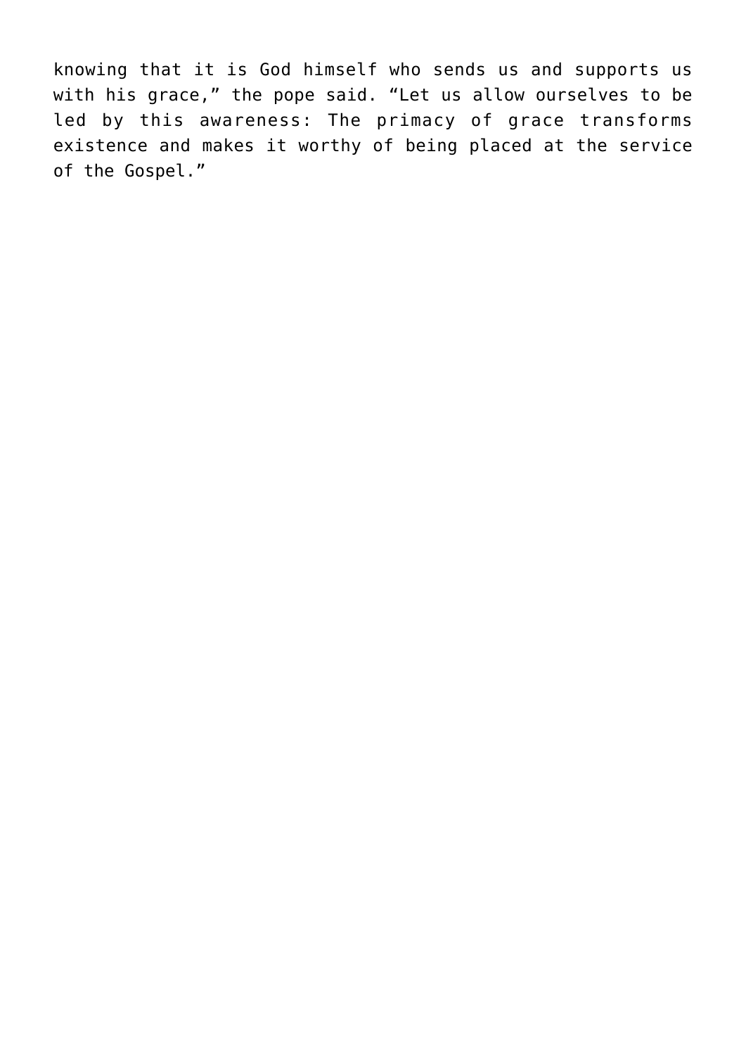knowing that it is God himself who sends us and supports us with his grace," the pope said. "Let us allow ourselves to be led by this awareness: The primacy of grace transforms existence and makes it worthy of being placed at the service of the Gospel."